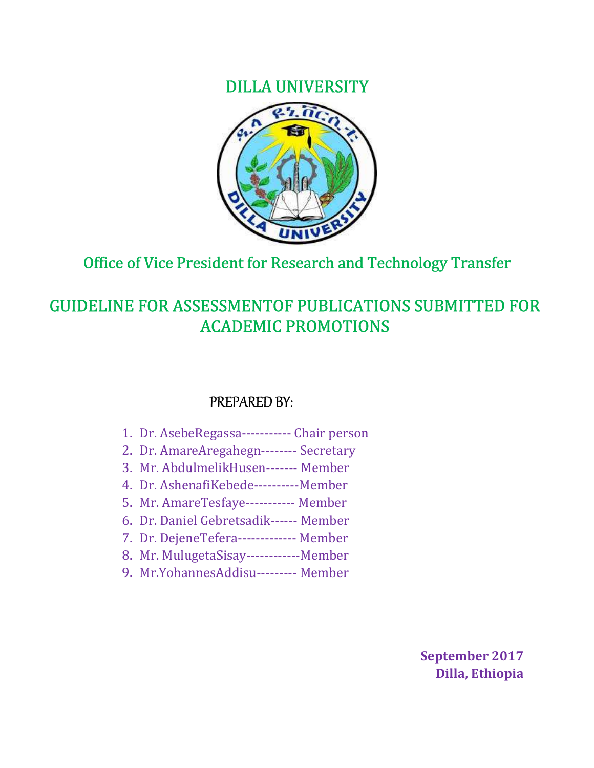# DILLA UNIVERSITY

## Office of Vice President for Research and Technology Transfer

## GUIDELINE FOR ASSESSMENTOF PUBLICATIONS SUBMITTED FOR ACADEMIC PROMOTIONS

PREPARED BY:

1. Dr. AsebeRegassa----------- Chair person
2. Dr. AmareAregahegn-------- Secretary
3. Mr. AbdulmelikHusen------- Member
4. Dr. AshenafiKebede----------Member
5. Mr. AmareTesfaye----------- Member
6. Dr. Daniel Gebretsadik------ Member
7. Dr. DejeneTefera------------- Member
8. Mr. MulugetaSisay------------Member
9. Mr.YohannesAddisu--------- Member

**September 2017**
**Dilla, Ethiopia**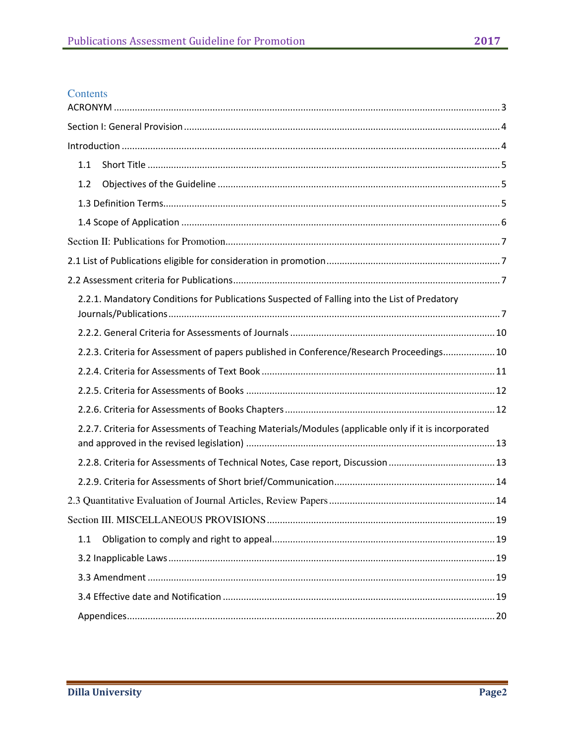## Contents

ACRONYM ........ 3

Section I: General Provision ........ 4

Introduction ........ 4

- 1.1 Short Title ........ 5
- 1.2 Objectives of the Guideline ........ 5
- 1.3 Definition Terms ........ 5
- 1.4 Scope of Application ........ 6

Section II: Publications for Promotion ........ 7

2.1 List of Publications eligible for consideration in promotion ........ 7

2.2 Assessment criteria for Publications ........ 7

- 2.2.1. Mandatory Conditions for Publications Suspected of Falling into the List of Predatory Journals/Publications ........ 7
- 2.2.2. General Criteria for Assessments of Journals ........ 10
- 2.2.3. Criteria for Assessment of papers published in Conference/Research Proceedings ........ 10
- 2.2.4. Criteria for Assessments of Text Book ........ 11
- 2.2.5. Criteria for Assessments of Books ........ 12
- 2.2.6. Criteria for Assessments of Books Chapters ........ 12
- 2.2.7. Criteria for Assessments of Teaching Materials/Modules (applicable only if it is incorporated and approved in the revised legislation) ........ 13
- 2.2.8. Criteria for Assessments of Technical Notes, Case report, Discussion ........ 13
- 2.2.9. Criteria for Assessments of Short brief/Communication ........ 14

2.3 Quantitative Evaluation of Journal Articles, Review Papers ........ 14

Section III. MISCELLANEOUS PROVISIONS ........ 19

- 1.1 Obligation to comply and right to appeal ........ 19
- 3.2 Inapplicable Laws ........ 19
- 3.3 Amendment ........ 19
- 3.4 Effective date and Notification ........ 19
- Appendices ........ 20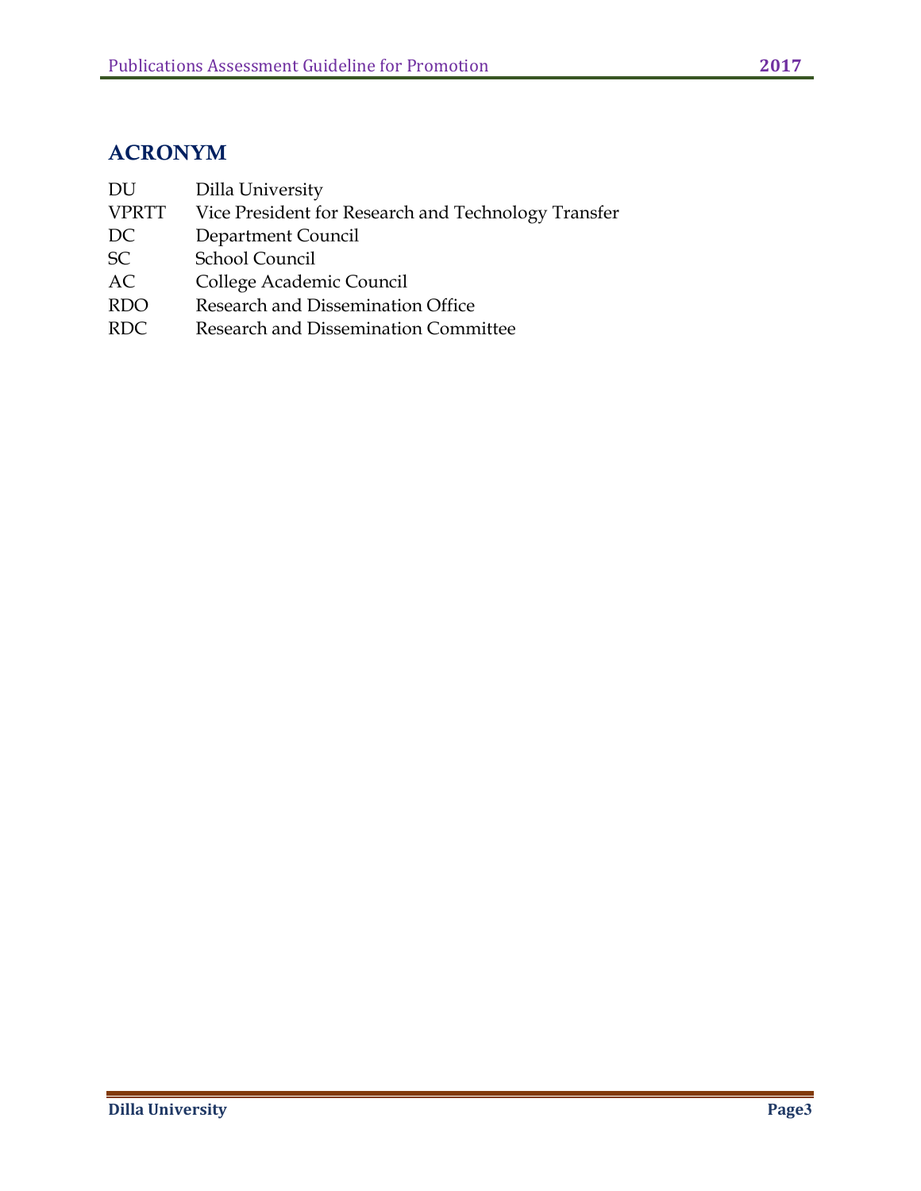## ACRONYM

| | |
|---|---|
| DU | Dilla University |
| VPRTT | Vice President for Research and Technology Transfer |
| DC | Department Council |
| SC | School Council |
| AC | College Academic Council |
| RDO | Research and Dissemination Office |
| RDC | Research and Dissemination Committee |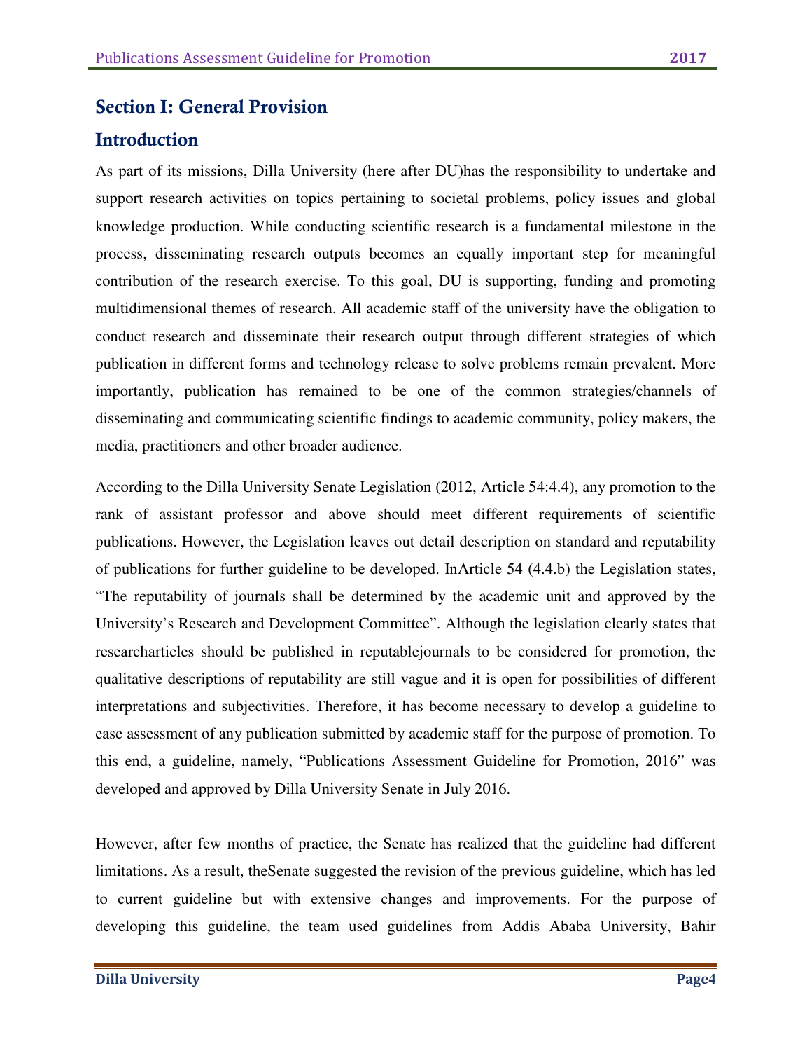## Section I: General Provision

### Introduction

As part of its missions, Dilla University (here after DU)has the responsibility to undertake and support research activities on topics pertaining to societal problems, policy issues and global knowledge production. While conducting scientific research is a fundamental milestone in the process, disseminating research outputs becomes an equally important step for meaningful contribution of the research exercise. To this goal, DU is supporting, funding and promoting multidimensional themes of research. All academic staff of the university have the obligation to conduct research and disseminate their research output through different strategies of which publication in different forms and technology release to solve problems remain prevalent. More importantly, publication has remained to be one of the common strategies/channels of disseminating and communicating scientific findings to academic community, policy makers, the media, practitioners and other broader audience.

According to the Dilla University Senate Legislation (2012, Article 54:4.4), any promotion to the rank of assistant professor and above should meet different requirements of scientific publications. However, the Legislation leaves out detail description on standard and reputability of publications for further guideline to be developed. InArticle 54 (4.4.b) the Legislation states, "The reputability of journals shall be determined by the academic unit and approved by the University's Research and Development Committee". Although the legislation clearly states that researcharticles should be published in reputablejournals to be considered for promotion, the qualitative descriptions of reputability are still vague and it is open for possibilities of different interpretations and subjectivities. Therefore, it has become necessary to develop a guideline to ease assessment of any publication submitted by academic staff for the purpose of promotion. To this end, a guideline, namely, "Publications Assessment Guideline for Promotion, 2016" was developed and approved by Dilla University Senate in July 2016.

However, after few months of practice, the Senate has realized that the guideline had different limitations. As a result, theSenate suggested the revision of the previous guideline, which has led to current guideline but with extensive changes and improvements. For the purpose of developing this guideline, the team used guidelines from Addis Ababa University, Bahir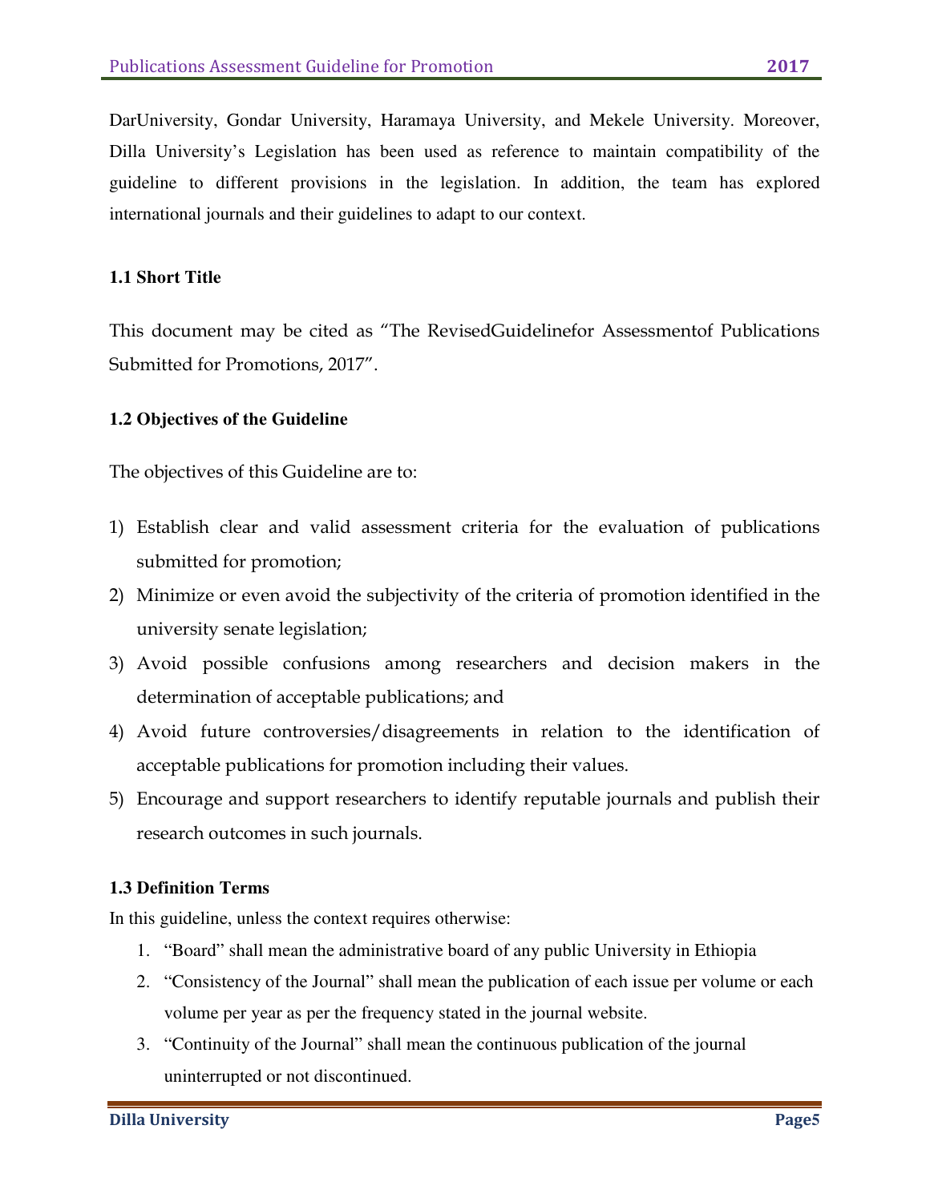DarUniversity, Gondar University, Haramaya University, and Mekele University. Moreover, Dilla University's Legislation has been used as reference to maintain compatibility of the guideline to different provisions in the legislation. In addition, the team has explored international journals and their guidelines to adapt to our context.

### 1.1 Short Title

This document may be cited as "The RevisedGuidelinefor Assessmentof Publications Submitted for Promotions, 2017".

### 1.2 Objectives of the Guideline

The objectives of this Guideline are to:

1) Establish clear and valid assessment criteria for the evaluation of publications submitted for promotion;
2) Minimize or even avoid the subjectivity of the criteria of promotion identified in the university senate legislation;
3) Avoid possible confusions among researchers and decision makers in the determination of acceptable publications; and
4) Avoid future controversies/disagreements in relation to the identification of acceptable publications for promotion including their values.
5) Encourage and support researchers to identify reputable journals and publish their research outcomes in such journals.

### 1.3 Definition Terms

In this guideline, unless the context requires otherwise:

1. "Board" shall mean the administrative board of any public University in Ethiopia
2. "Consistency of the Journal" shall mean the publication of each issue per volume or each volume per year as per the frequency stated in the journal website.
3. "Continuity of the Journal" shall mean the continuous publication of the journal uninterrupted or not discontinued.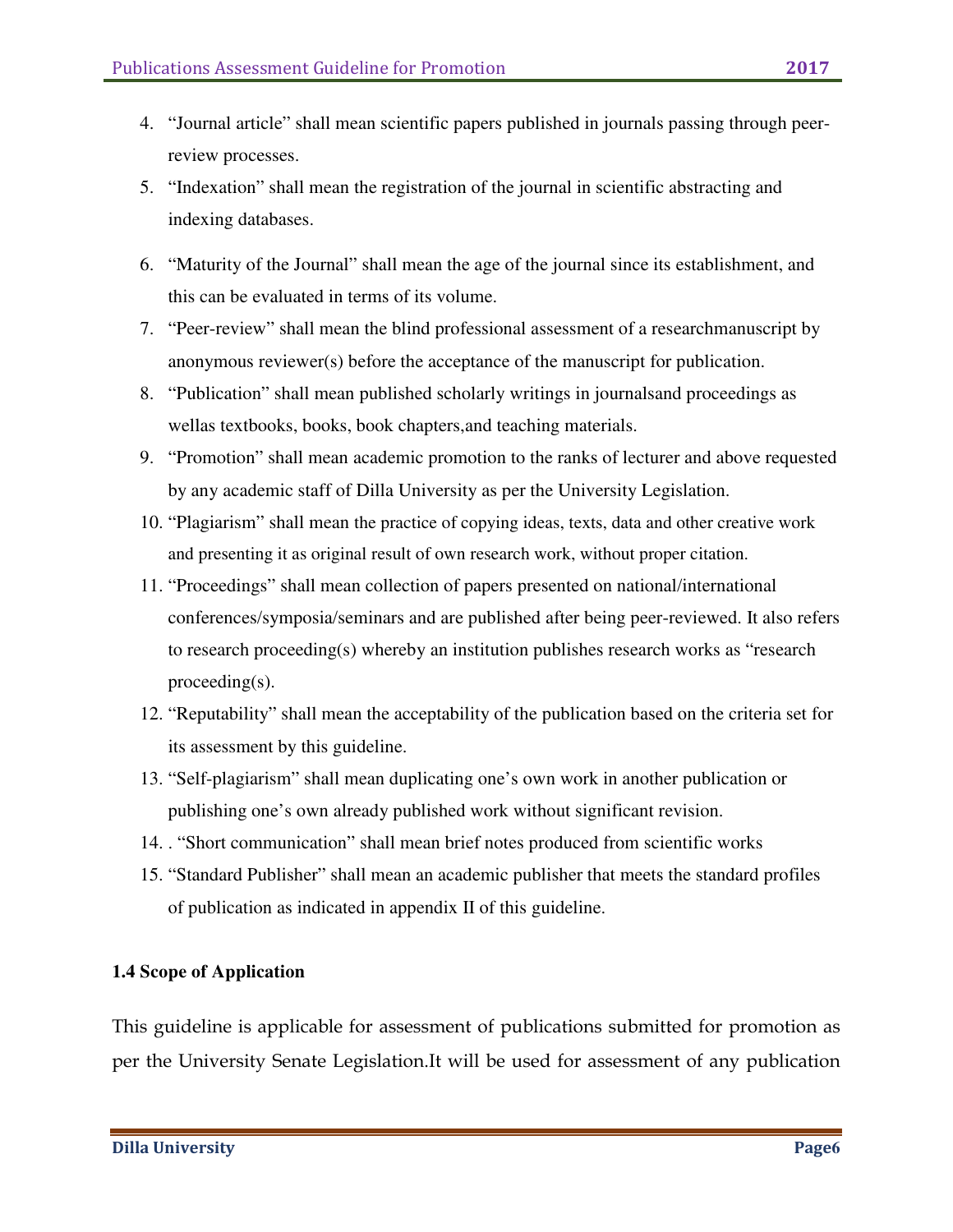4. "Journal article" shall mean scientific papers published in journals passing through peer-review processes.
5. "Indexation" shall mean the registration of the journal in scientific abstracting and indexing databases.
6. "Maturity of the Journal" shall mean the age of the journal since its establishment, and this can be evaluated in terms of its volume.
7. "Peer-review" shall mean the blind professional assessment of a researchmanuscript by anonymous reviewer(s) before the acceptance of the manuscript for publication.
8. "Publication" shall mean published scholarly writings in journalsand proceedings as wellas textbooks, books, book chapters,and teaching materials.
9. "Promotion" shall mean academic promotion to the ranks of lecturer and above requested by any academic staff of Dilla University as per the University Legislation.
10. "Plagiarism" shall mean the practice of copying ideas, texts, data and other creative work and presenting it as original result of own research work, without proper citation.
11. "Proceedings" shall mean collection of papers presented on national/international conferences/symposia/seminars and are published after being peer-reviewed. It also refers to research proceeding(s) whereby an institution publishes research works as "research proceeding(s).
12. "Reputability" shall mean the acceptability of the publication based on the criteria set for its assessment by this guideline.
13. "Self-plagiarism" shall mean duplicating one's own work in another publication or publishing one's own already published work without significant revision.
14. . "Short communication" shall mean brief notes produced from scientific works
15. "Standard Publisher" shall mean an academic publisher that meets the standard profiles of publication as indicated in appendix II of this guideline.

**1.4 Scope of Application**

This guideline is applicable for assessment of publications submitted for promotion as per the University Senate Legislation.It will be used for assessment of any publication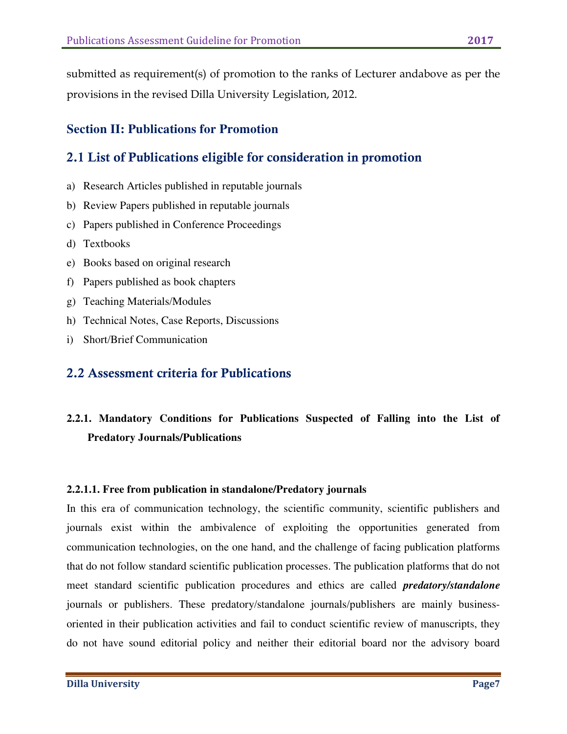submitted as requirement(s) of promotion to the ranks of Lecturer andabove as per the provisions in the revised Dilla University Legislation, 2012.

## Section II: Publications for Promotion

## 2.1 List of Publications eligible for consideration in promotion

a) Research Articles published in reputable journals
b) Review Papers published in reputable journals
c) Papers published in Conference Proceedings
d) Textbooks
e) Books based on original research
f) Papers published as book chapters
g) Teaching Materials/Modules
h) Technical Notes, Case Reports, Discussions
i) Short/Brief Communication

## 2.2 Assessment criteria for Publications

### 2.2.1. Mandatory Conditions for Publications Suspected of Falling into the List of Predatory Journals/Publications

#### 2.2.1.1. Free from publication in standalone/Predatory journals

In this era of communication technology, the scientific community, scientific publishers and journals exist within the ambivalence of exploiting the opportunities generated from communication technologies, on the one hand, and the challenge of facing publication platforms that do not follow standard scientific publication processes. The publication platforms that do not meet standard scientific publication procedures and ethics are called ***predatory/standalone*** journals or publishers. These predatory/standalone journals/publishers are mainly business-oriented in their publication activities and fail to conduct scientific review of manuscripts, they do not have sound editorial policy and neither their editorial board nor the advisory board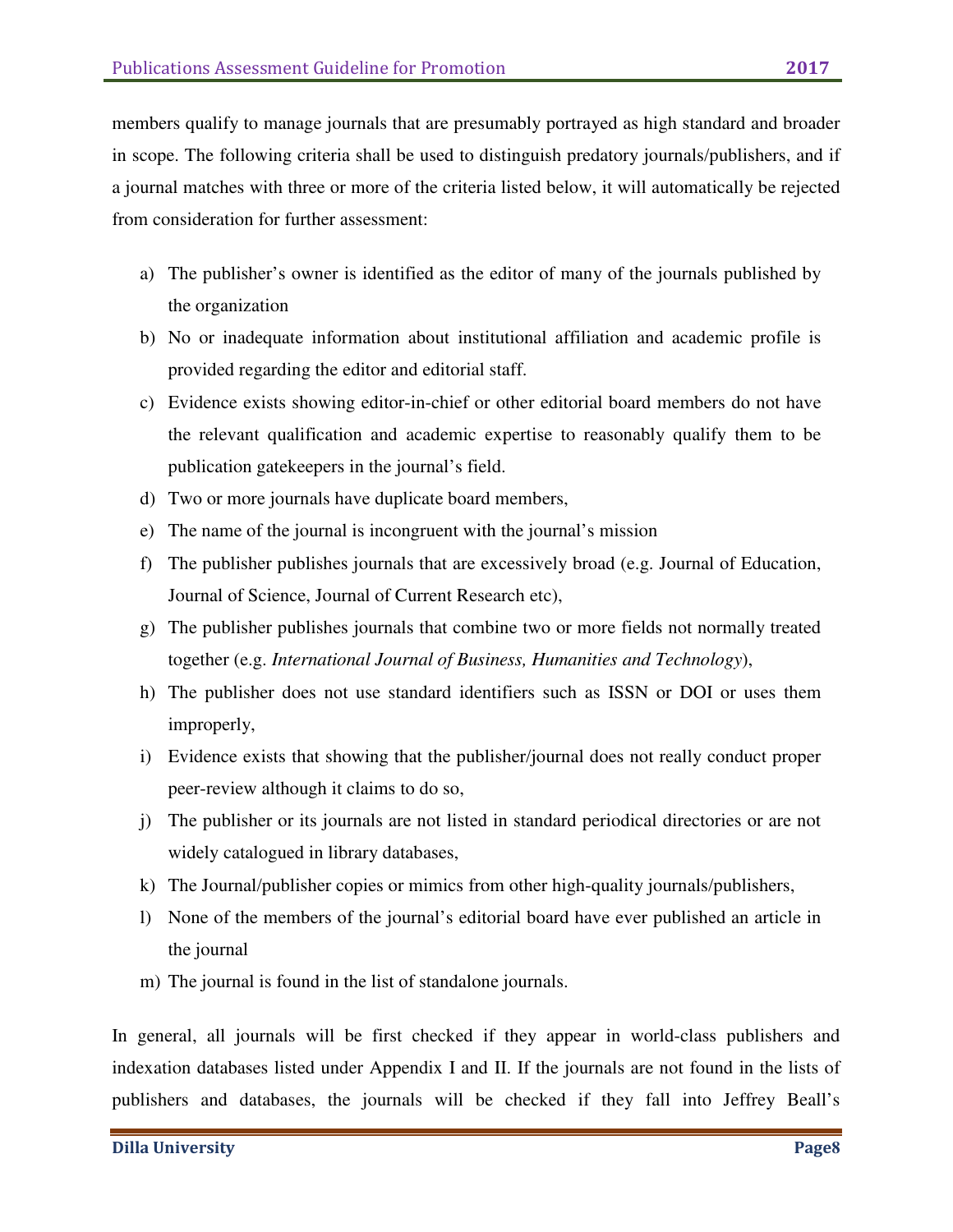members qualify to manage journals that are presumably portrayed as high standard and broader in scope. The following criteria shall be used to distinguish predatory journals/publishers, and if a journal matches with three or more of the criteria listed below, it will automatically be rejected from consideration for further assessment:

a) The publisher's owner is identified as the editor of many of the journals published by the organization
b) No or inadequate information about institutional affiliation and academic profile is provided regarding the editor and editorial staff.
c) Evidence exists showing editor-in-chief or other editorial board members do not have the relevant qualification and academic expertise to reasonably qualify them to be publication gatekeepers in the journal's field.
d) Two or more journals have duplicate board members,
e) The name of the journal is incongruent with the journal's mission
f) The publisher publishes journals that are excessively broad (e.g. Journal of Education, Journal of Science, Journal of Current Research etc),
g) The publisher publishes journals that combine two or more fields not normally treated together (e.g. *International Journal of Business, Humanities and Technology*),
h) The publisher does not use standard identifiers such as ISSN or DOI or uses them improperly,
i) Evidence exists that showing that the publisher/journal does not really conduct proper peer-review although it claims to do so,
j) The publisher or its journals are not listed in standard periodical directories or are not widely catalogued in library databases,
k) The Journal/publisher copies or mimics from other high-quality journals/publishers,
l) None of the members of the journal's editorial board have ever published an article in the journal
m) The journal is found in the list of standalone journals.

In general, all journals will be first checked if they appear in world-class publishers and indexation databases listed under Appendix I and II. If the journals are not found in the lists of publishers and databases, the journals will be checked if they fall into Jeffrey Beall's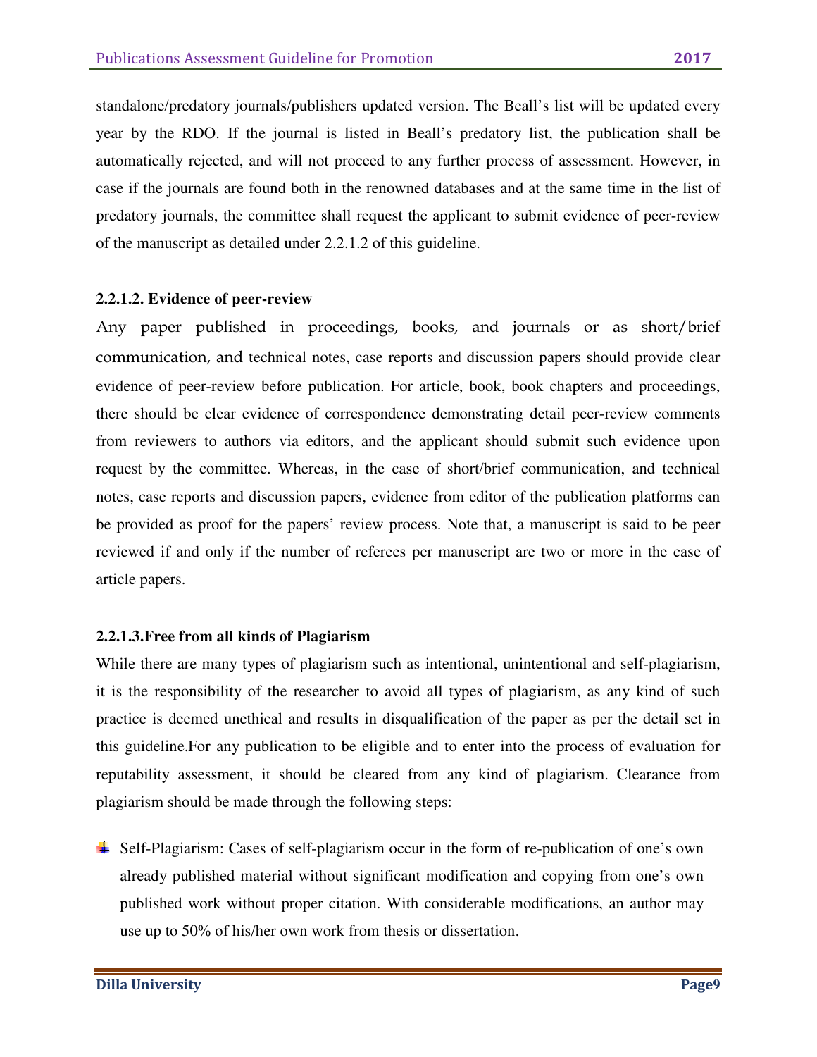standalone/predatory journals/publishers updated version. The Beall's list will be updated every year by the RDO. If the journal is listed in Beall's predatory list, the publication shall be automatically rejected, and will not proceed to any further process of assessment. However, in case if the journals are found both in the renowned databases and at the same time in the list of predatory journals, the committee shall request the applicant to submit evidence of peer-review of the manuscript as detailed under 2.2.1.2 of this guideline.

#### 2.2.1.2. Evidence of peer-review

Any paper published in proceedings, books, and journals or as short/brief communication, and technical notes, case reports and discussion papers should provide clear evidence of peer-review before publication. For article, book, book chapters and proceedings, there should be clear evidence of correspondence demonstrating detail peer-review comments from reviewers to authors via editors, and the applicant should submit such evidence upon request by the committee. Whereas, in the case of short/brief communication, and technical notes, case reports and discussion papers, evidence from editor of the publication platforms can be provided as proof for the papers' review process. Note that, a manuscript is said to be peer reviewed if and only if the number of referees per manuscript are two or more in the case of article papers.

#### 2.2.1.3.Free from all kinds of Plagiarism

While there are many types of plagiarism such as intentional, unintentional and self-plagiarism, it is the responsibility of the researcher to avoid all types of plagiarism, as any kind of such practice is deemed unethical and results in disqualification of the paper as per the detail set in this guideline.For any publication to be eligible and to enter into the process of evaluation for reputability assessment, it should be cleared from any kind of plagiarism. Clearance from plagiarism should be made through the following steps:

- Self-Plagiarism: Cases of self-plagiarism occur in the form of re-publication of one's own already published material without significant modification and copying from one's own published work without proper citation. With considerable modifications, an author may use up to 50% of his/her own work from thesis or dissertation.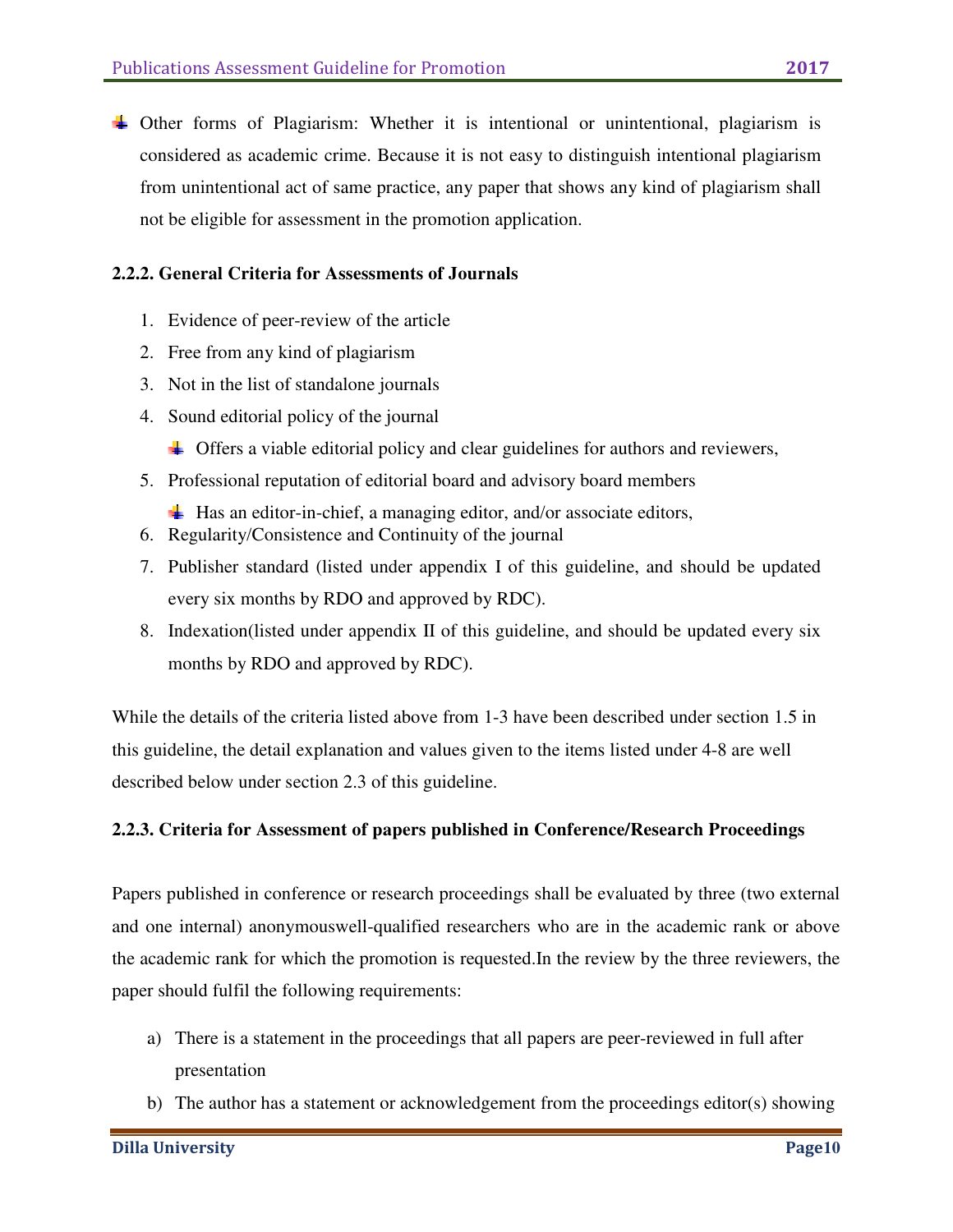- Other forms of Plagiarism: Whether it is intentional or unintentional, plagiarism is considered as academic crime. Because it is not easy to distinguish intentional plagiarism from unintentional act of same practice, any paper that shows any kind of plagiarism shall not be eligible for assessment in the promotion application.

#### 2.2.2. General Criteria for Assessments of Journals

1. Evidence of peer-review of the article
2. Free from any kind of plagiarism
3. Not in the list of standalone journals
4. Sound editorial policy of the journal
   - Offers a viable editorial policy and clear guidelines for authors and reviewers,
5. Professional reputation of editorial board and advisory board members
   - Has an editor-in-chief, a managing editor, and/or associate editors,
6. Regularity/Consistence and Continuity of the journal
7. Publisher standard (listed under appendix I of this guideline, and should be updated every six months by RDO and approved by RDC).
8. Indexation(listed under appendix II of this guideline, and should be updated every six months by RDO and approved by RDC).

While the details of the criteria listed above from 1-3 have been described under section 1.5 in this guideline, the detail explanation and values given to the items listed under 4-8 are well described below under section 2.3 of this guideline.

#### 2.2.3. Criteria for Assessment of papers published in Conference/Research Proceedings

Papers published in conference or research proceedings shall be evaluated by three (two external and one internal) anonymouswell-qualified researchers who are in the academic rank or above the academic rank for which the promotion is requested.In the review by the three reviewers, the paper should fulfil the following requirements:

a) There is a statement in the proceedings that all papers are peer-reviewed in full after presentation
b) The author has a statement or acknowledgement from the proceedings editor(s) showing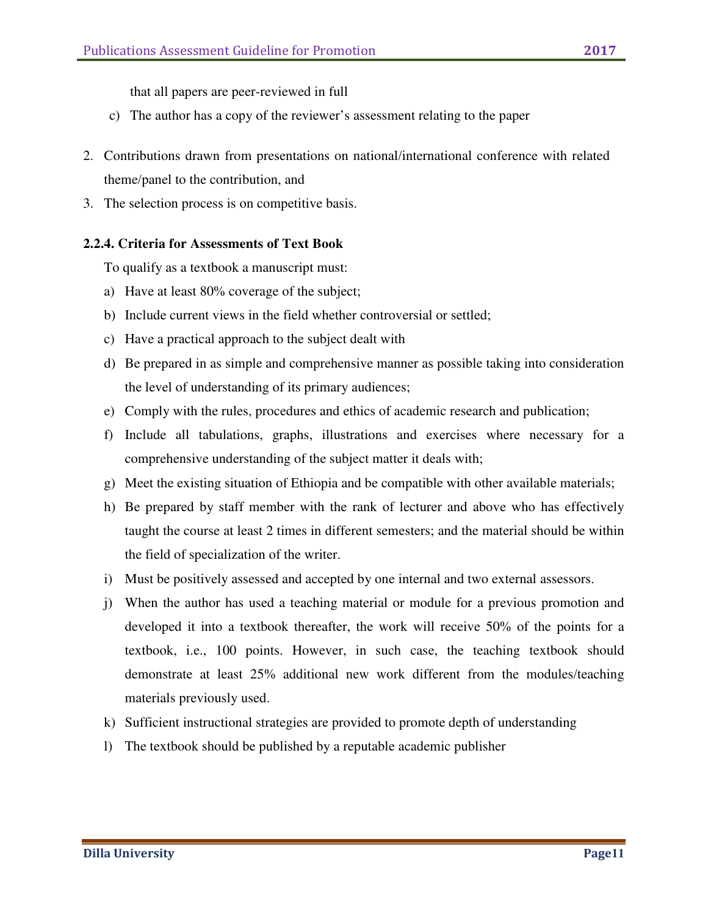that all papers are peer-reviewed in full

c) The author has a copy of the reviewer's assessment relating to the paper

2. Contributions drawn from presentations on national/international conference with related theme/panel to the contribution, and
3. The selection process is on competitive basis.

#### 2.2.4. Criteria for Assessments of Text Book

To qualify as a textbook a manuscript must:

a) Have at least 80% coverage of the subject;
b) Include current views in the field whether controversial or settled;
c) Have a practical approach to the subject dealt with
d) Be prepared in as simple and comprehensive manner as possible taking into consideration the level of understanding of its primary audiences;
e) Comply with the rules, procedures and ethics of academic research and publication;
f) Include all tabulations, graphs, illustrations and exercises where necessary for a comprehensive understanding of the subject matter it deals with;
g) Meet the existing situation of Ethiopia and be compatible with other available materials;
h) Be prepared by staff member with the rank of lecturer and above who has effectively taught the course at least 2 times in different semesters; and the material should be within the field of specialization of the writer.
i) Must be positively assessed and accepted by one internal and two external assessors.
j) When the author has used a teaching material or module for a previous promotion and developed it into a textbook thereafter, the work will receive 50% of the points for a textbook, i.e., 100 points. However, in such case, the teaching textbook should demonstrate at least 25% additional new work different from the modules/teaching materials previously used.
k) Sufficient instructional strategies are provided to promote depth of understanding
l) The textbook should be published by a reputable academic publisher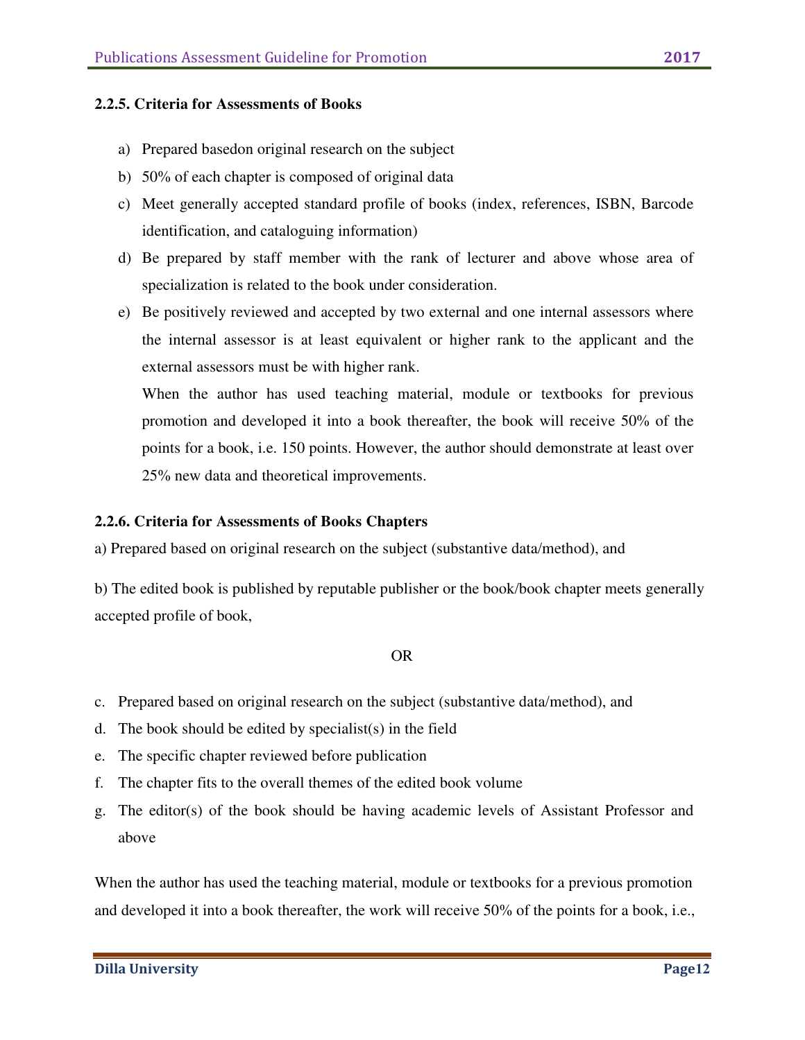#### 2.2.5. Criteria for Assessments of Books

a) Prepared basedon original research on the subject
b) 50% of each chapter is composed of original data
c) Meet generally accepted standard profile of books (index, references, ISBN, Barcode identification, and cataloguing information)
d) Be prepared by staff member with the rank of lecturer and above whose area of specialization is related to the book under consideration.
e) Be positively reviewed and accepted by two external and one internal assessors where the internal assessor is at least equivalent or higher rank to the applicant and the external assessors must be with higher rank.

   When the author has used teaching material, module or textbooks for previous promotion and developed it into a book thereafter, the book will receive 50% of the points for a book, i.e. 150 points. However, the author should demonstrate at least over 25% new data and theoretical improvements.

#### 2.2.6. Criteria for Assessments of Books Chapters

a) Prepared based on original research on the subject (substantive data/method), and

b) The edited book is published by reputable publisher or the book/book chapter meets generally accepted profile of book,

OR

c. Prepared based on original research on the subject (substantive data/method), and
d. The book should be edited by specialist(s) in the field
e. The specific chapter reviewed before publication
f. The chapter fits to the overall themes of the edited book volume
g. The editor(s) of the book should be having academic levels of Assistant Professor and above

When the author has used the teaching material, module or textbooks for a previous promotion and developed it into a book thereafter, the work will receive 50% of the points for a book, i.e.,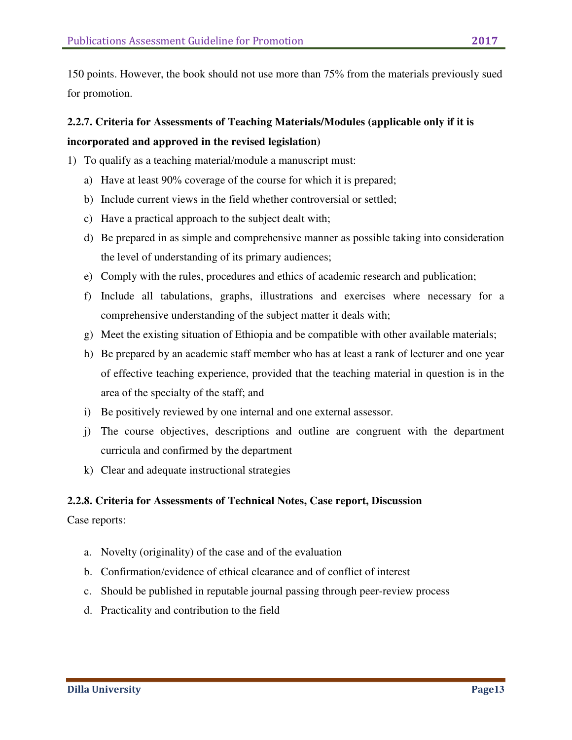150 points. However, the book should not use more than 75% from the materials previously sued for promotion.

#### 2.2.7. Criteria for Assessments of Teaching Materials/Modules (applicable only if it is incorporated and approved in the revised legislation)

1) To qualify as a teaching material/module a manuscript must:
   a) Have at least 90% coverage of the course for which it is prepared;
   b) Include current views in the field whether controversial or settled;
   c) Have a practical approach to the subject dealt with;
   d) Be prepared in as simple and comprehensive manner as possible taking into consideration the level of understanding of its primary audiences;
   e) Comply with the rules, procedures and ethics of academic research and publication;
   f) Include all tabulations, graphs, illustrations and exercises where necessary for a comprehensive understanding of the subject matter it deals with;
   g) Meet the existing situation of Ethiopia and be compatible with other available materials;
   h) Be prepared by an academic staff member who has at least a rank of lecturer and one year of effective teaching experience, provided that the teaching material in question is in the area of the specialty of the staff; and
   i) Be positively reviewed by one internal and one external assessor.
   j) The course objectives, descriptions and outline are congruent with the department curricula and confirmed by the department
   k) Clear and adequate instructional strategies

#### 2.2.8. Criteria for Assessments of Technical Notes, Case report, Discussion

Case reports:

a. Novelty (originality) of the case and of the evaluation
b. Confirmation/evidence of ethical clearance and of conflict of interest
c. Should be published in reputable journal passing through peer-review process
d. Practicality and contribution to the field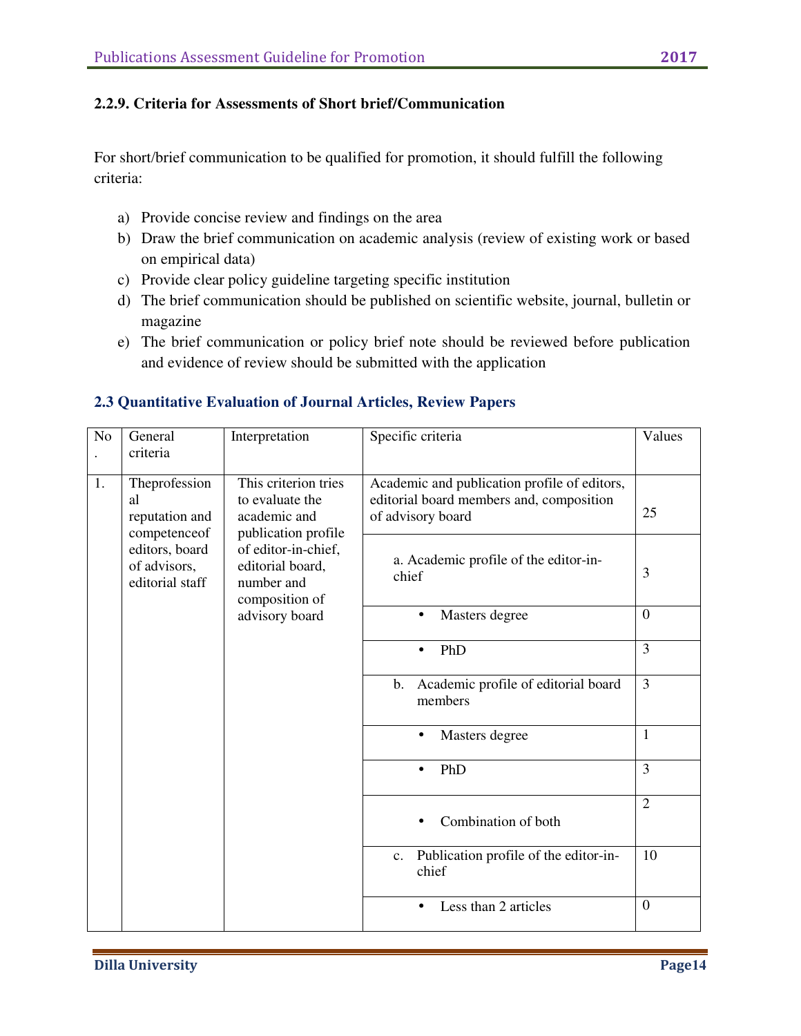### 2.2.9. Criteria for Assessments of Short brief/Communication

For short/brief communication to be qualified for promotion, it should fulfill the following criteria:

a) Provide concise review and findings on the area
b) Draw the brief communication on academic analysis (review of existing work or based on empirical data)
c) Provide clear policy guideline targeting specific institution
d) The brief communication should be published on scientific website, journal, bulletin or magazine
e) The brief communication or policy brief note should be reviewed before publication and evidence of review should be submitted with the application

## 2.3 Quantitative Evaluation of Journal Articles, Review Papers

| No. | General criteria | Interpretation | Specific criteria | Values |
|---|---|---|---|---|
| 1. | Theprofessional reputation and competenceof editors, board of advisors, editorial staff | This criterion tries to evaluate the academic and publication profile of editor-in-chief, editorial board, number and composition of advisory board | Academic and publication profile of editors, editorial board members and, composition of advisory board | 25 |
| | | | a. Academic profile of the editor-in-chief | 3 |
| | | | • Masters degree | 0 |
| | | | • PhD | 3 |
| | | | b. Academic profile of editorial board members | 3 |
| | | | • Masters degree | 1 |
| | | | • PhD | 3 |
| | | | • Combination of both | 2 |
| | | | c. Publication profile of the editor-in-chief | 10 |
| | | | • Less than 2 articles | 0 |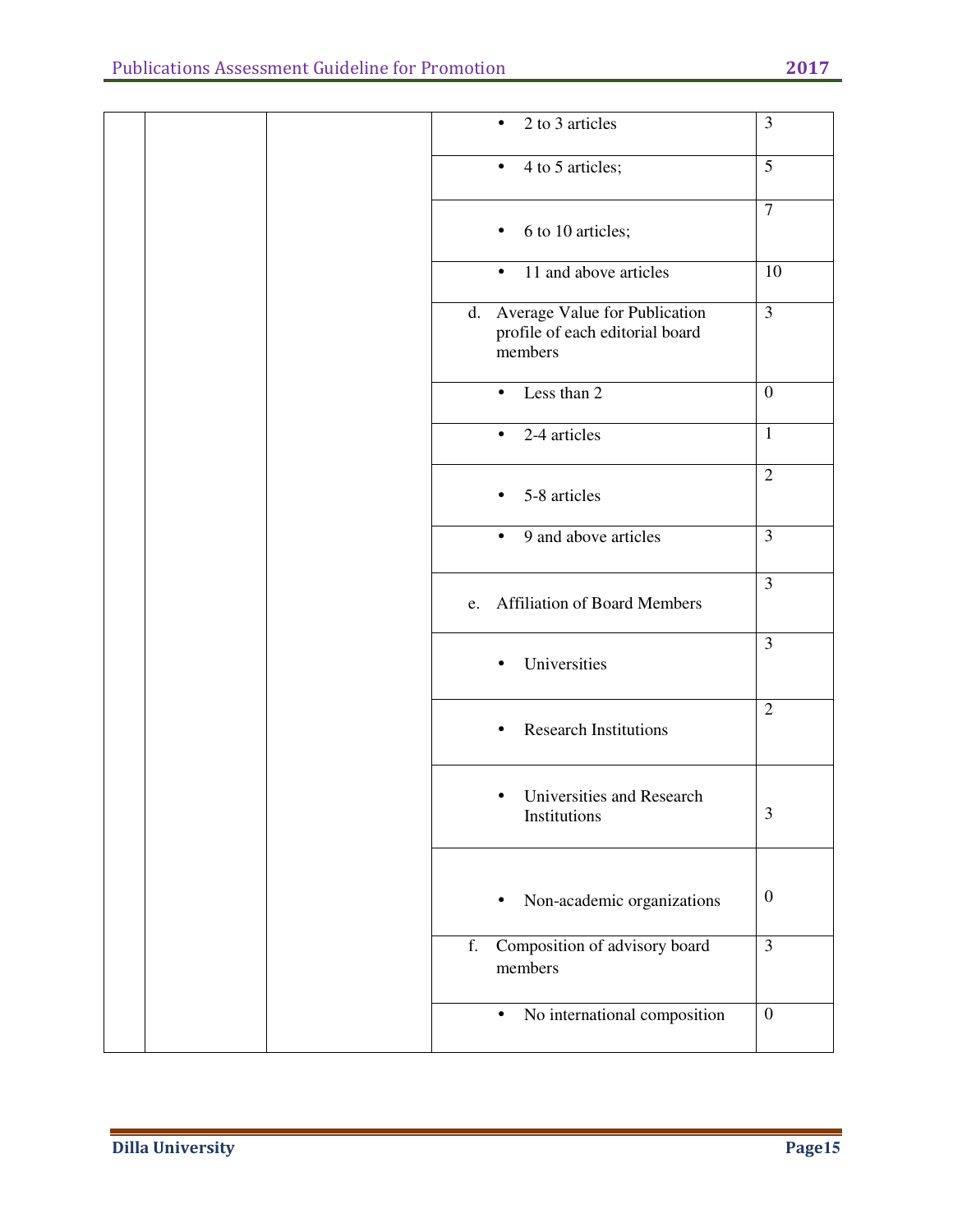| | | | | |
|---|---|---|---|---|
| | | | • 2 to 3 articles | 3 |
| | | | • 4 to 5 articles; | 5 |
| | | | • 6 to 10 articles; | 7 |
| | | | • 11 and above articles | 10 |
| | | | d. Average Value for Publication profile of each editorial board members | 3 |
| | | | • Less than 2 | 0 |
| | | | • 2-4 articles | 1 |
| | | | • 5-8 articles | 2 |
| | | | • 9 and above articles | 3 |
| | | | e. Affiliation of Board Members | 3 |
| | | | • Universities | 3 |
| | | | • Research Institutions | 2 |
| | | | • Universities and Research Institutions | 3 |
| | | | • Non-academic organizations | 0 |
| | | | f. Composition of advisory board members | 3 |
| | | | • No international composition | 0 |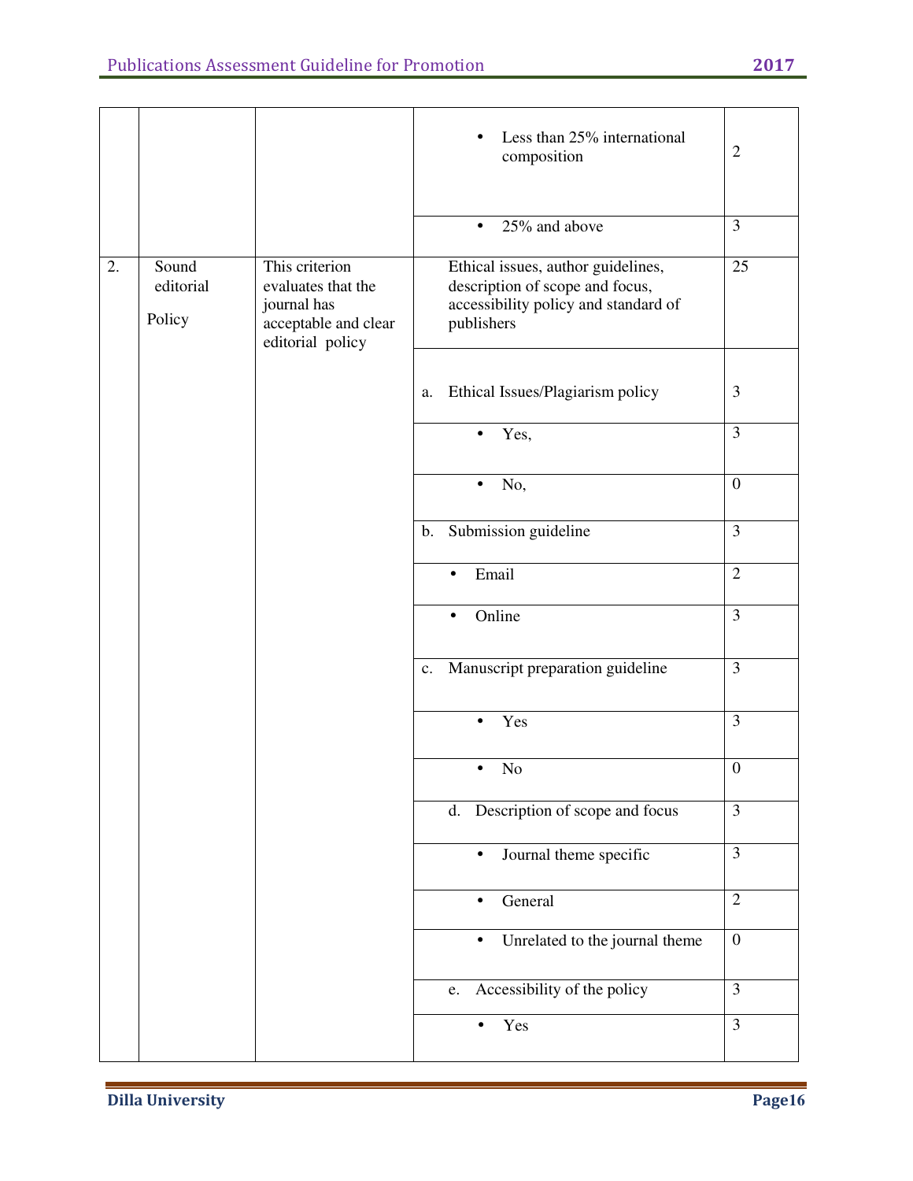| | | | | |
|---|---|---|---|---|
| | | | • Less than 25% international composition | 2 |
| | | | • 25% and above | 3 |
| 2. | Sound editorial Policy | This criterion evaluates that the journal has acceptable and clear editorial policy | Ethical issues, author guidelines, description of scope and focus, accessibility policy and standard of publishers | 25 |
| | | | a. Ethical Issues/Plagiarism policy | 3 |
| | | | • Yes, | 3 |
| | | | • No, | 0 |
| | | | b. Submission guideline | 3 |
| | | | • Email | 2 |
| | | | • Online | 3 |
| | | | c. Manuscript preparation guideline | 3 |
| | | | • Yes | 3 |
| | | | • No | 0 |
| | | | d. Description of scope and focus | 3 |
| | | | • Journal theme specific | 3 |
| | | | • General | 2 |
| | | | • Unrelated to the journal theme | 0 |
| | | | e. Accessibility of the policy | 3 |
| | | | • Yes | 3 |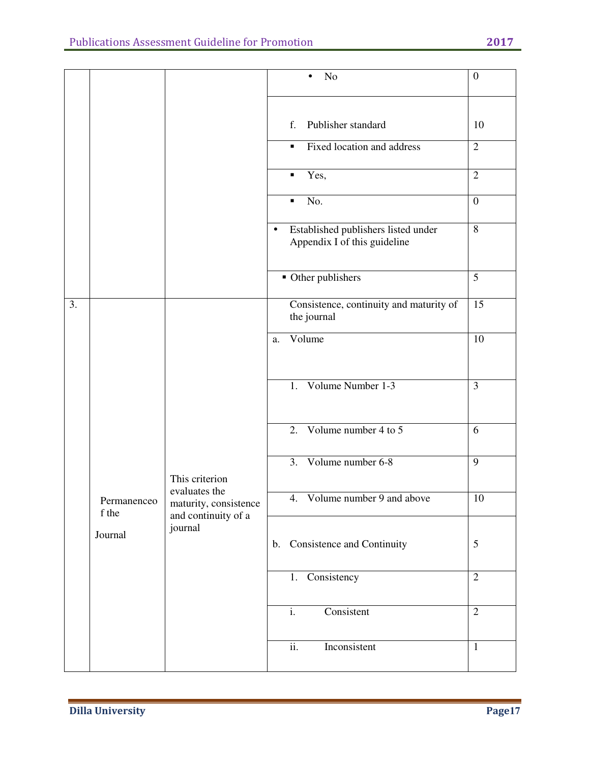| | | | | |
|---|---|---|---|---|
| | | | • No | 0 |
| | | | f. Publisher standard | 10 |
| | | | ▪ Fixed location and address | 2 |
| | | | ▪ Yes, | 2 |
| | | | ▪ No. | 0 |
| | | | • Established publishers listed under Appendix I of this guideline | 8 |
| | | | ▪ Other publishers | 5 |
| 3. | Permanenceof the Journal | This criterion evaluates the maturity, consistence and continuity of a journal | Consistence, continuity and maturity of the journal | 15 |
| | | | a. Volume | 10 |
| | | | 1. Volume Number 1-3 | 3 |
| | | | 2. Volume number 4 to 5 | 6 |
| | | | 3. Volume number 6-8 | 9 |
| | | | 4. Volume number 9 and above | 10 |
| | | | b. Consistence and Continuity | 5 |
| | | | 1. Consistency | 2 |
| | | | i. Consistent | 2 |
| | | | ii. Inconsistent | 1 |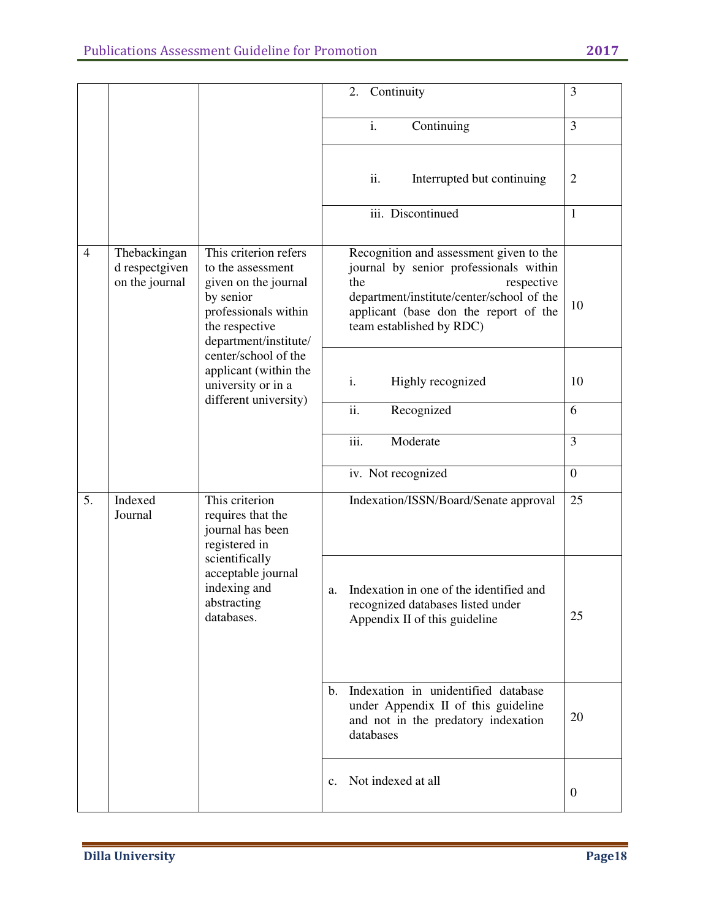| | | | | |
|---|---|---|---|---|
| | | | 2. Continuity | 3 |
| | | | i. Continuing | 3 |
| | | | ii. Interrupted but continuing | 2 |
| | | | iii. Discontinued | 1 |
| 4 | Thebackingand respectgiven on the journal | This criterion refers to the assessment given on the journal by senior professionals within the respective department/institute/ center/school of the applicant (within the university or in a different university) | Recognition and assessment given to the journal by senior professionals within the respective department/institute/center/school of the applicant (base don the report of the team established by RDC) | 10 |
| | | | i. Highly recognized | 10 |
| | | | ii. Recognized | 6 |
| | | | iii. Moderate | 3 |
| | | | iv. Not recognized | 0 |
| 5. | Indexed Journal | This criterion requires that the journal has been registered in scientifically acceptable journal indexing and abstracting databases. | Indexation/ISSN/Board/Senate approval | 25 |
| | | | a. Indexation in one of the identified and recognized databases listed under Appendix II of this guideline | 25 |
| | | | b. Indexation in unidentified database under Appendix II of this guideline and not in the predatory indexation databases | 20 |
| | | | c. Not indexed at all | 0 |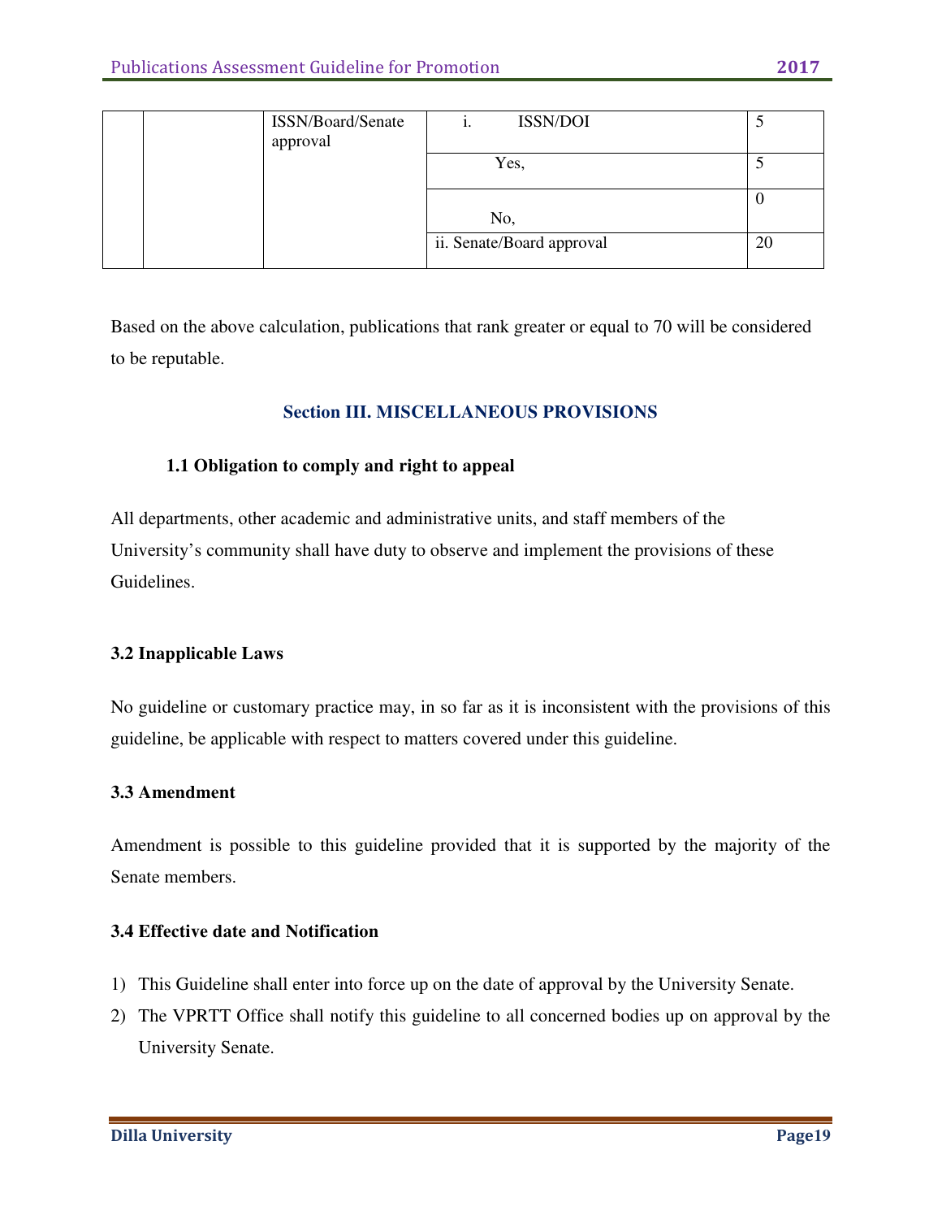| | | ISSN/Board/Senate approval | i. ISSN/DOI | 5 |
|---|---|---|---|---|
| | | | Yes, | 5 |
| | | | No, | 0 |
| | | | ii. Senate/Board approval | 20 |

Based on the above calculation, publications that rank greater or equal to 70 will be considered to be reputable.

## Section III. MISCELLANEOUS PROVISIONS

### 1.1 Obligation to comply and right to appeal

All departments, other academic and administrative units, and staff members of the University's community shall have duty to observe and implement the provisions of these Guidelines.

### 3.2 Inapplicable Laws

No guideline or customary practice may, in so far as it is inconsistent with the provisions of this guideline, be applicable with respect to matters covered under this guideline.

### 3.3 Amendment

Amendment is possible to this guideline provided that it is supported by the majority of the Senate members.

### 3.4 Effective date and Notification

1) This Guideline shall enter into force up on the date of approval by the University Senate.
2) The VPRTT Office shall notify this guideline to all concerned bodies up on approval by the University Senate.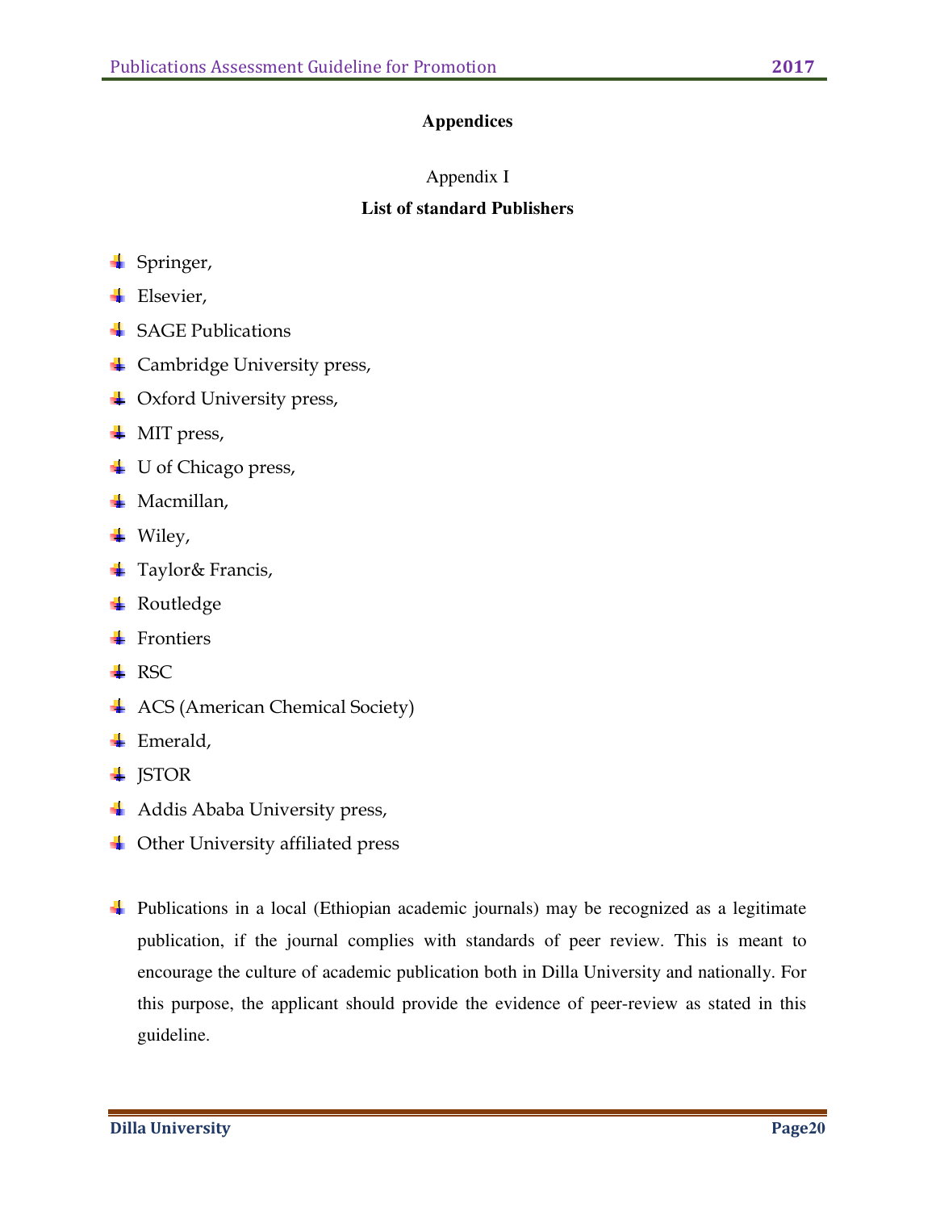## Appendices

Appendix I

### List of standard Publishers

- Springer,
- Elsevier,
- SAGE Publications
- Cambridge University press,
- Oxford University press,
- MIT press,
- U of Chicago press,
- Macmillan,
- Wiley,
- Taylor& Francis,
- Routledge
- Frontiers
- RSC
- ACS (American Chemical Society)
- Emerald,
- JSTOR
- Addis Ababa University press,
- Other University affiliated press

- Publications in a local (Ethiopian academic journals) may be recognized as a legitimate publication, if the journal complies with standards of peer review. This is meant to encourage the culture of academic publication both in Dilla University and nationally. For this purpose, the applicant should provide the evidence of peer-review as stated in this guideline.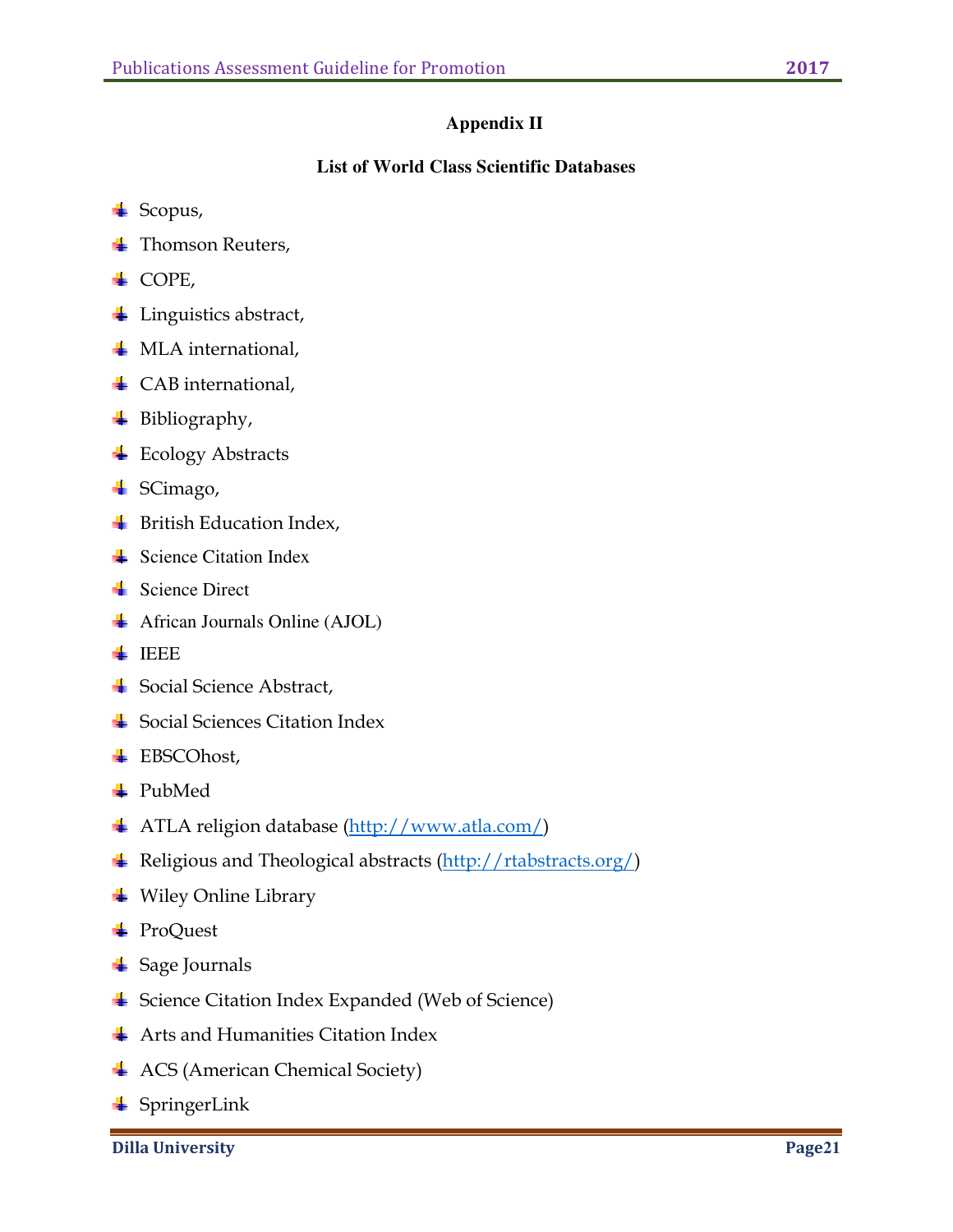## Appendix II

### List of World Class Scientific Databases

- Scopus,
- Thomson Reuters,
- COPE,
- Linguistics abstract,
- MLA international,
- CAB international,
- Bibliography,
- Ecology Abstracts
- SCimago,
- British Education Index,
- Science Citation Index
- Science Direct
- African Journals Online (AJOL)
- IEEE
- Social Science Abstract,
- Social Sciences Citation Index
- EBSCOhost,
- PubMed
- ATLA religion database (http://www.atla.com/)
- Religious and Theological abstracts (http://rtabstracts.org/)
- Wiley Online Library
- ProQuest
- Sage Journals
- Science Citation Index Expanded (Web of Science)
- Arts and Humanities Citation Index
- ACS (American Chemical Society)
- SpringerLink